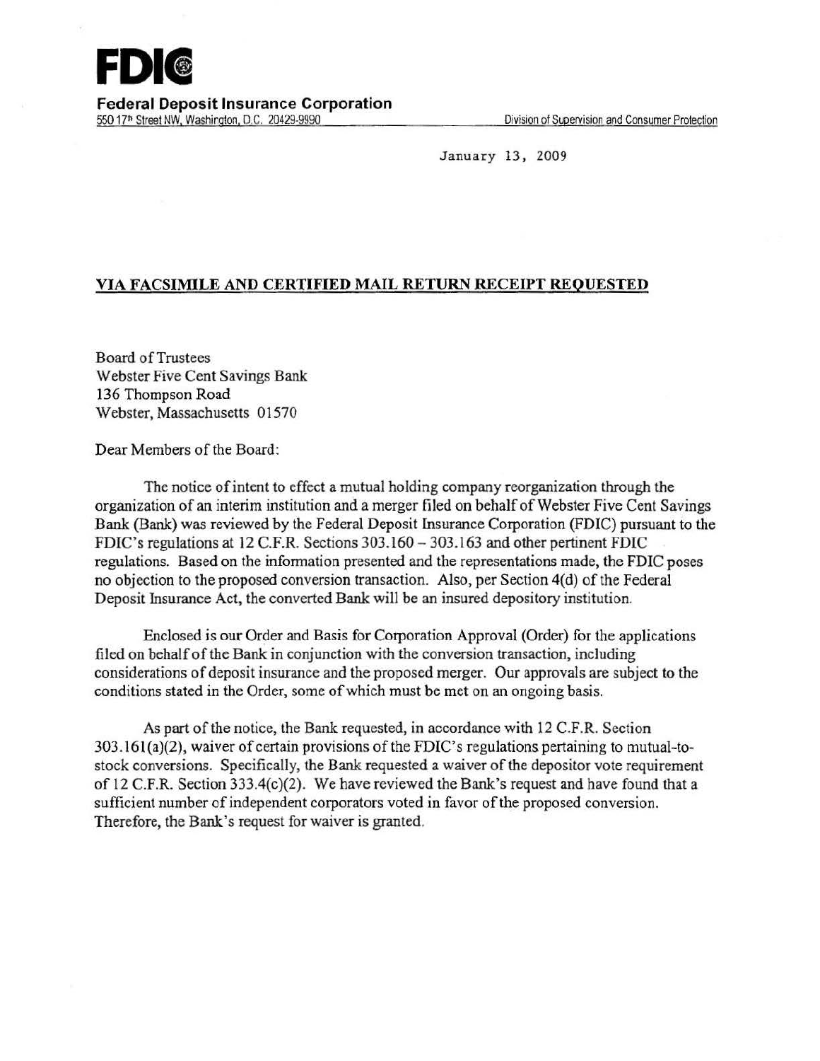**FDIC**

**Federal Deposit Insurance Corporation**

550 17th Street NW, Washington, D.C. 20429-9990 Division of Supervision and Consumer Protection

January 13, 2009

**VIA FACSIMILE AND CERTIFIED MAIL RETURN RECEIPT REQUESTED**

Board of Trustees
Webster Five Cent Savings Bank
136 Thompson Road
Webster, Massachusetts 01570

Dear Members of the Board:

The notice of intent to effect a mutual holding company reorganization through the organization of an interim institution and a merger filed on behalf of Webster Five Cent Savings Bank (Bank) was reviewed by the Federal Deposit Insurance Corporation (FDIC) pursuant to the FDIC's regulations at 12 C.F.R. Sections 303.160 – 303.163 and other pertinent FDIC regulations. Based on the information presented and the representations made, the FDIC poses no objection to the proposed conversion transaction. Also, per Section 4(d) of the Federal Deposit Insurance Act, the converted Bank will be an insured depository institution.

Enclosed is our Order and Basis for Corporation Approval (Order) for the applications filed on behalf of the Bank in conjunction with the conversion transaction, including considerations of deposit insurance and the proposed merger. Our approvals are subject to the conditions stated in the Order, some of which must be met on an ongoing basis.

As part of the notice, the Bank requested, in accordance with 12 C.F.R. Section 303.161(a)(2), waiver of certain provisions of the FDIC's regulations pertaining to mutual-to-stock conversions. Specifically, the Bank requested a waiver of the depositor vote requirement of 12 C.F.R. Section 333.4(c)(2). We have reviewed the Bank's request and have found that a sufficient number of independent corporators voted in favor of the proposed conversion. Therefore, the Bank's request for waiver is granted.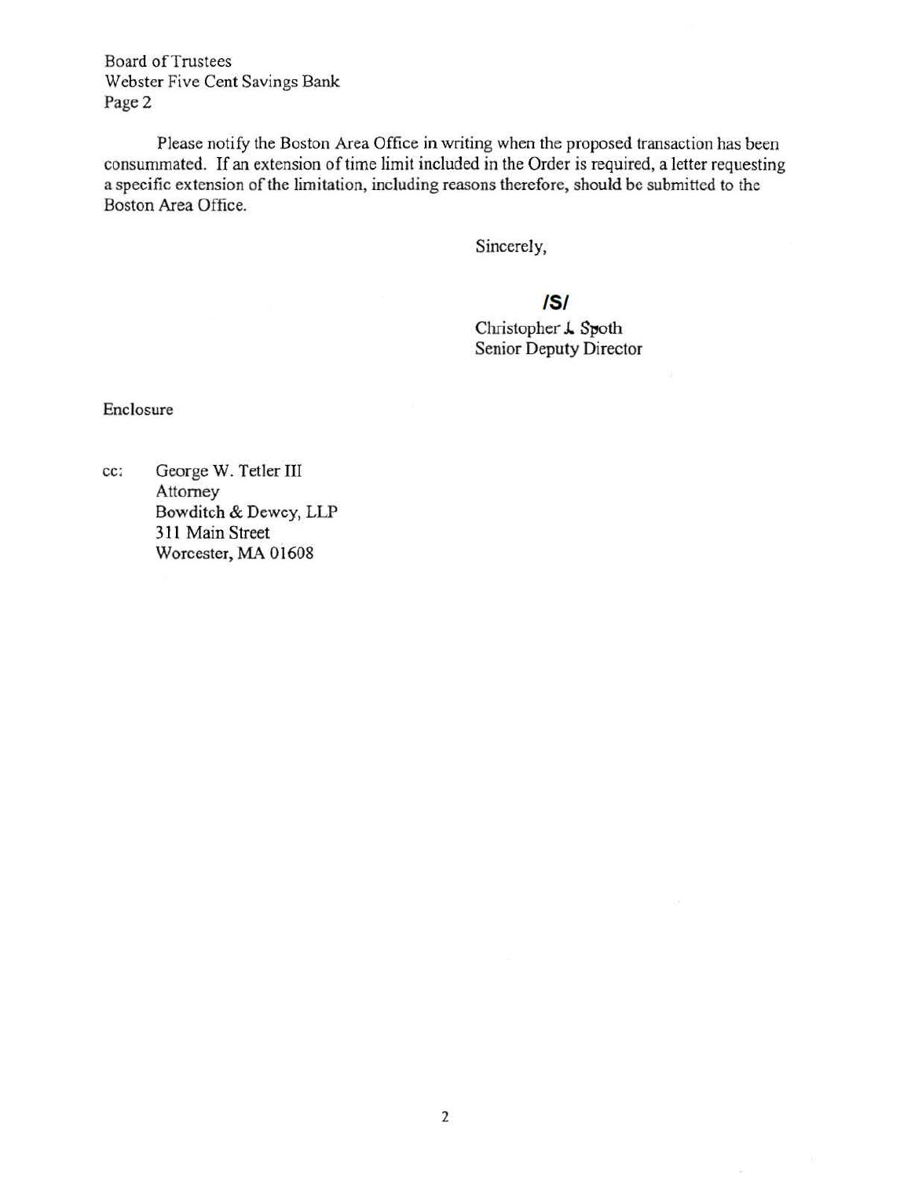Board of Trustees
Webster Five Cent Savings Bank
Page 2

Please notify the Boston Area Office in writing when the proposed transaction has been consummated. If an extension of time limit included in the Order is required, a letter requesting a specific extension of the limitation, including reasons therefore, should be submitted to the Boston Area Office.

Sincerely,

**/S/**

Christopher J. Spoth
Senior Deputy Director

Enclosure

cc: George W. Tetler III
Attorney
Bowditch & Dewey, LLP
311 Main Street
Worcester, MA 01608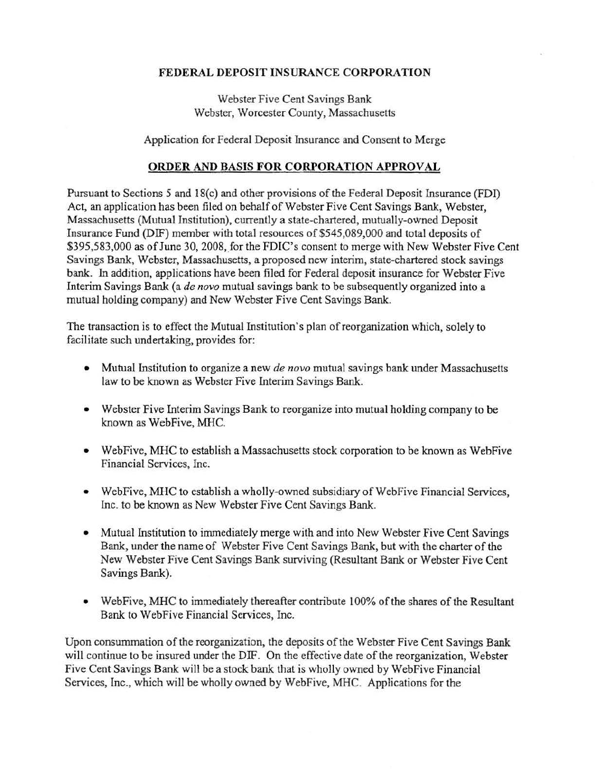**FEDERAL DEPOSIT INSURANCE CORPORATION**

Webster Five Cent Savings Bank
Webster, Worcester County, Massachusetts

Application for Federal Deposit Insurance and Consent to Merge

## ORDER AND BASIS FOR CORPORATION APPROVAL

Pursuant to Sections 5 and 18(c) and other provisions of the Federal Deposit Insurance (FDI) Act, an application has been filed on behalf of Webster Five Cent Savings Bank, Webster, Massachusetts (Mutual Institution), currently a state-chartered, mutually-owned Deposit Insurance Fund (DIF) member with total resources of $545,089,000 and total deposits of $395,583,000 as of June 30, 2008, for the FDIC's consent to merge with New Webster Five Cent Savings Bank, Webster, Massachusetts, a proposed new interim, state-chartered stock savings bank. In addition, applications have been filed for Federal deposit insurance for Webster Five Interim Savings Bank (a *de novo* mutual savings bank to be subsequently organized into a mutual holding company) and New Webster Five Cent Savings Bank.

The transaction is to effect the Mutual Institution's plan of reorganization which, solely to facilitate such undertaking, provides for:

- Mutual Institution to organize a new *de novo* mutual savings bank under Massachusetts law to be known as Webster Five Interim Savings Bank.
- Webster Five Interim Savings Bank to reorganize into mutual holding company to be known as WebFive, MHC.
- WebFive, MHC to establish a Massachusetts stock corporation to be known as WebFive Financial Services, Inc.
- WebFive, MHC to establish a wholly-owned subsidiary of WebFive Financial Services, Inc. to be known as New Webster Five Cent Savings Bank.
- Mutual Institution to immediately merge with and into New Webster Five Cent Savings Bank, under the name of Webster Five Cent Savings Bank, but with the charter of the New Webster Five Cent Savings Bank surviving (Resultant Bank or Webster Five Cent Savings Bank).
- WebFive, MHC to immediately thereafter contribute 100% of the shares of the Resultant Bank to WebFive Financial Services, Inc.

Upon consummation of the reorganization, the deposits of the Webster Five Cent Savings Bank will continue to be insured under the DIF. On the effective date of the reorganization, Webster Five Cent Savings Bank will be a stock bank that is wholly owned by WebFive Financial Services, Inc., which will be wholly owned by WebFive, MHC. Applications for the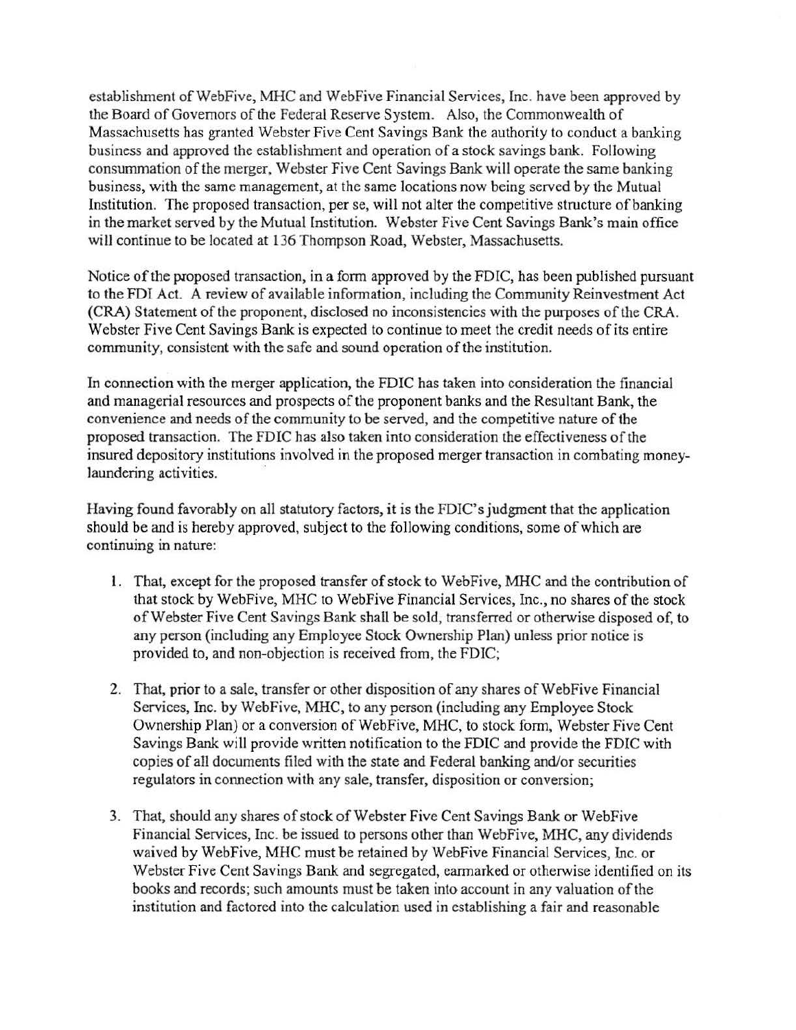establishment of WebFive, MHC and WebFive Financial Services, Inc. have been approved by the Board of Governors of the Federal Reserve System. Also, the Commonwealth of Massachusetts has granted Webster Five Cent Savings Bank the authority to conduct a banking business and approved the establishment and operation of a stock savings bank. Following consummation of the merger, Webster Five Cent Savings Bank will operate the same banking business, with the same management, at the same locations now being served by the Mutual Institution. The proposed transaction, per se, will not alter the competitive structure of banking in the market served by the Mutual Institution. Webster Five Cent Savings Bank's main office will continue to be located at 136 Thompson Road, Webster, Massachusetts.

Notice of the proposed transaction, in a form approved by the FDIC, has been published pursuant to the FDI Act. A review of available information, including the Community Reinvestment Act (CRA) Statement of the proponent, disclosed no inconsistencies with the purposes of the CRA. Webster Five Cent Savings Bank is expected to continue to meet the credit needs of its entire community, consistent with the safe and sound operation of the institution.

In connection with the merger application, the FDIC has taken into consideration the financial and managerial resources and prospects of the proponent banks and the Resultant Bank, the convenience and needs of the community to be served, and the competitive nature of the proposed transaction. The FDIC has also taken into consideration the effectiveness of the insured depository institutions involved in the proposed merger transaction in combating money-laundering activities.

Having found favorably on all statutory factors, it is the FDIC's judgment that the application should be and is hereby approved, subject to the following conditions, some of which are continuing in nature:

1. That, except for the proposed transfer of stock to WebFive, MHC and the contribution of that stock by WebFive, MHC to WebFive Financial Services, Inc., no shares of the stock of Webster Five Cent Savings Bank shall be sold, transferred or otherwise disposed of, to any person (including any Employee Stock Ownership Plan) unless prior notice is provided to, and non-objection is received from, the FDIC;

2. That, prior to a sale, transfer or other disposition of any shares of WebFive Financial Services, Inc. by WebFive, MHC, to any person (including any Employee Stock Ownership Plan) or a conversion of WebFive, MHC, to stock form, Webster Five Cent Savings Bank will provide written notification to the FDIC and provide the FDIC with copies of all documents filed with the state and Federal banking and/or securities regulators in connection with any sale, transfer, disposition or conversion;

3. That, should any shares of stock of Webster Five Cent Savings Bank or WebFive Financial Services, Inc. be issued to persons other than WebFive, MHC, any dividends waived by WebFive, MHC must be retained by WebFive Financial Services, Inc. or Webster Five Cent Savings Bank and segregated, earmarked or otherwise identified on its books and records; such amounts must be taken into account in any valuation of the institution and factored into the calculation used in establishing a fair and reasonable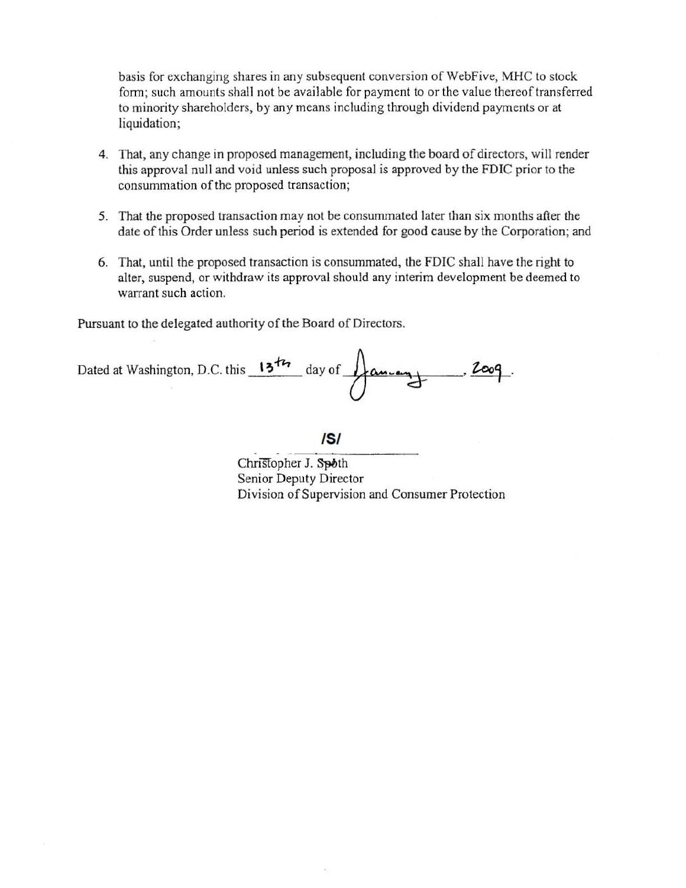basis for exchanging shares in any subsequent conversion of WebFive, MHC to stock form; such amounts shall not be available for payment to or the value thereof transferred to minority shareholders, by any means including through dividend payments or at liquidation;

4. That, any change in proposed management, including the board of directors, will render this approval null and void unless such proposal is approved by the FDIC prior to the consummation of the proposed transaction;

5. That the proposed transaction may not be consummated later than six months after the date of this Order unless such period is extended for good cause by the Corporation; and

6. That, until the proposed transaction is consummated, the FDIC shall have the right to alter, suspend, or withdraw its approval should any interim development be deemed to warrant such action.

Pursuant to the delegated authority of the Board of Directors.

Dated at Washington, D.C. this 13th day of January, 2009.

/S/

Christopher J. Spoth
Senior Deputy Director
Division of Supervision and Consumer Protection